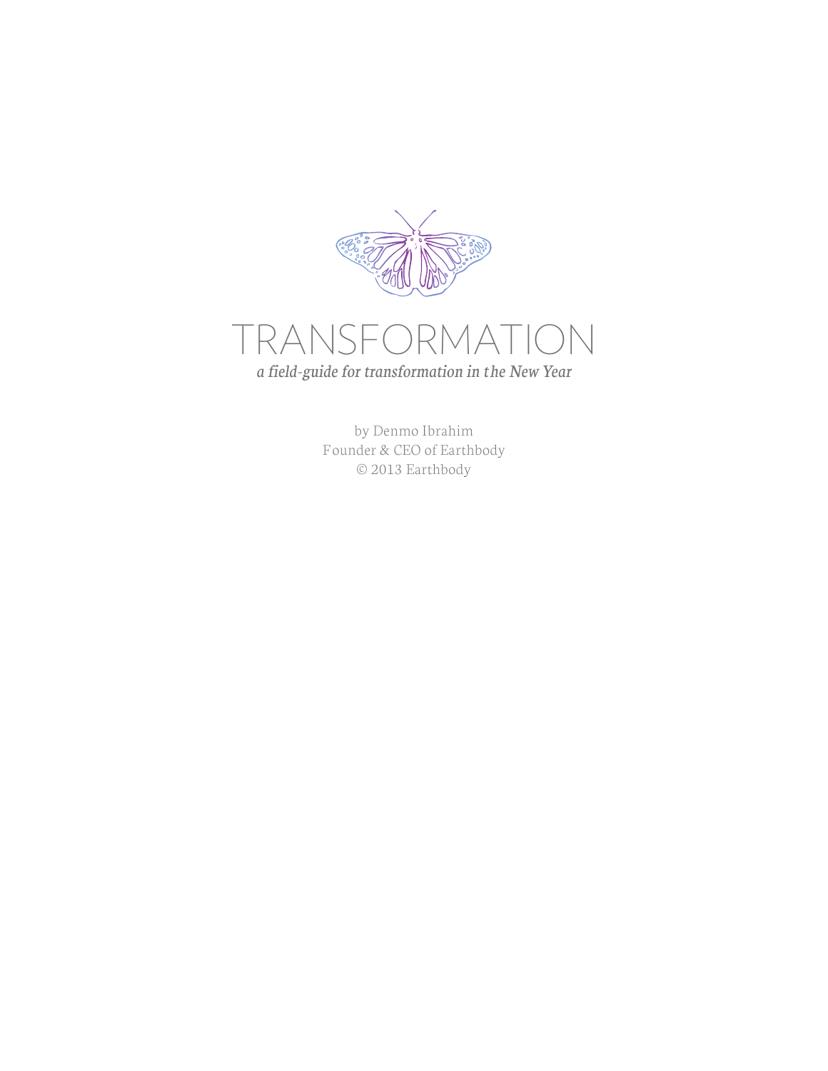# TRANSFORMATION

*a field-guide for transformation in the New Year*

by Denmo Ibrahim
Founder & CEO of Earthbody
© 2013 Earthbody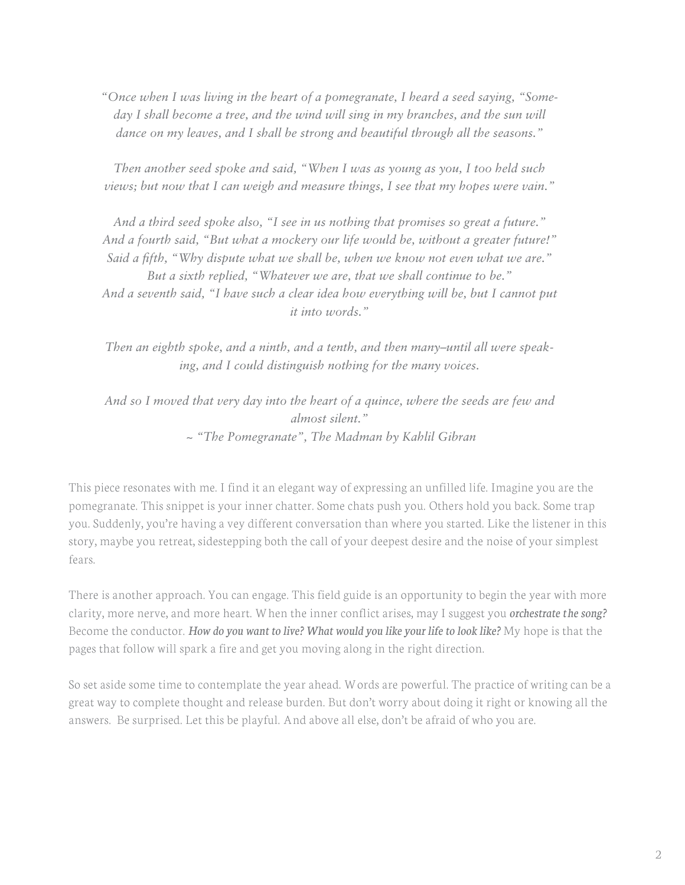*"Once when I was living in the heart of a pomegranate, I heard a seed saying, "Someday I shall become a tree, and the wind will sing in my branches, and the sun will dance on my leaves, and I shall be strong and beautiful through all the seasons."*

*Then another seed spoke and said, "When I was as young as you, I too held such views; but now that I can weigh and measure things, I see that my hopes were vain."*

*And a third seed spoke also, "I see in us nothing that promises so great a future."*
*And a fourth said, "But what a mockery our life would be, without a greater future!"*
*Said a fifth, "Why dispute what we shall be, when we know not even what we are."*
*But a sixth replied, "Whatever we are, that we shall continue to be."*
*And a seventh said, "I have such a clear idea how everything will be, but I cannot put it into words."*

*Then an eighth spoke, and a ninth, and a tenth, and then many–until all were speaking, and I could distinguish nothing for the many voices.*

*And so I moved that very day into the heart of a quince, where the seeds are few and almost silent."*
*~ "The Pomegranate", The Madman by Kahlil Gibran*

This piece resonates with me. I find it an elegant way of expressing an unfilled life. Imagine you are the pomegranate. This snippet is your inner chatter. Some chats push you. Others hold you back. Some trap you. Suddenly, you're having a vey different conversation than where you started. Like the listener in this story, maybe you retreat, sidestepping both the call of your deepest desire and the noise of your simplest fears.

There is another approach. You can engage. This field guide is an opportunity to begin the year with more clarity, more nerve, and more heart. When the inner conflict arises, may I suggest you ***orchestrate the song?*** Become the conductor. ***How do you want to live? What would you like your life to look like?*** My hope is that the pages that follow will spark a fire and get you moving along in the right direction.

So set aside some time to contemplate the year ahead. Words are powerful. The practice of writing can be a great way to complete thought and release burden. But don't worry about doing it right or knowing all the answers. Be surprised. Let this be playful. And above all else, don't be afraid of who you are.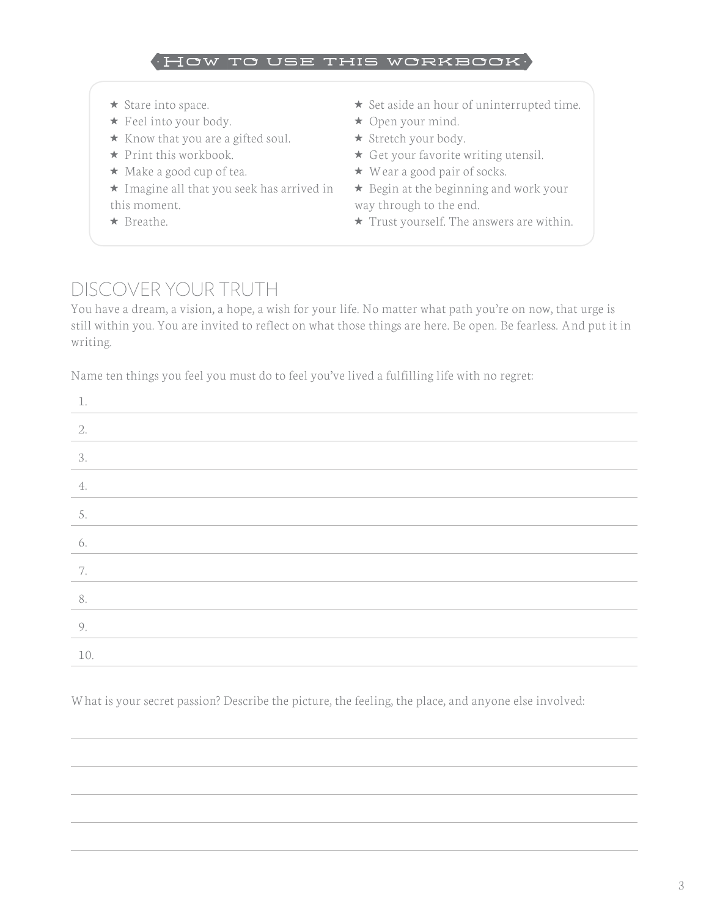## How to use this workbook

- ★ Stare into space.
- ★ Feel into your body.
- ★ Know that you are a gifted soul.
- ★ Print this workbook.
- ★ Make a good cup of tea.
- ★ Imagine all that you seek has arrived in this moment.
- ★ Breathe.
- ★ Set aside an hour of uninterrupted time.
- ★ Open your mind.
- ★ Stretch your body.
- ★ Get your favorite writing utensil.
- ★ Wear a good pair of socks.
- ★ Begin at the beginning and work your way through to the end.
- ★ Trust yourself. The answers are within.

# DISCOVER YOUR TRUTH

You have a dream, a vision, a hope, a wish for your life. No matter what path you're on now, that urge is still within you. You are invited to reflect on what those things are here. Be open. Be fearless. And put it in writing.

Name ten things you feel you must do to feel you've lived a fulfilling life with no regret:

1. ______________________________
2. ______________________________
3. ______________________________
4. ______________________________
5. ______________________________
6. ______________________________
7. ______________________________
8. ______________________________
9. ______________________________
10. ______________________________

What is your secret passion? Describe the picture, the feeling, the place, and anyone else involved:

______________________________

______________________________

______________________________

______________________________

______________________________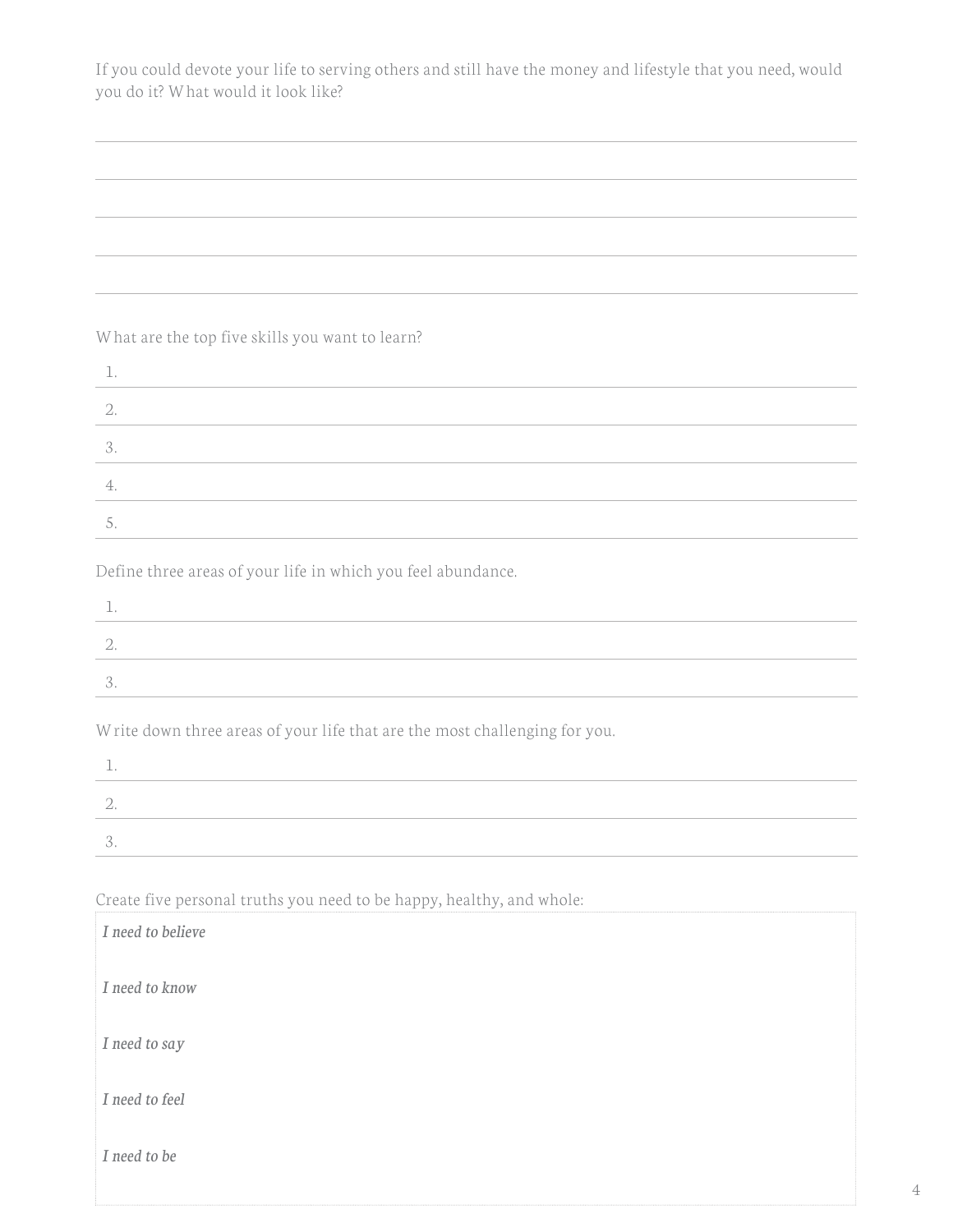If you could devote your life to serving others and still have the money and lifestyle that you need, would you do it? What would it look like?

What are the top five skills you want to learn?

1.
2.
3.
4.
5.

Define three areas of your life in which you feel abundance.

1.
2.
3.

Write down three areas of your life that are the most challenging for you.

1.
2.
3.

Create five personal truths you need to be happy, healthy, and whole:

*I need to believe*

*I need to know*

*I need to say*

*I need to feel*

*I need to be*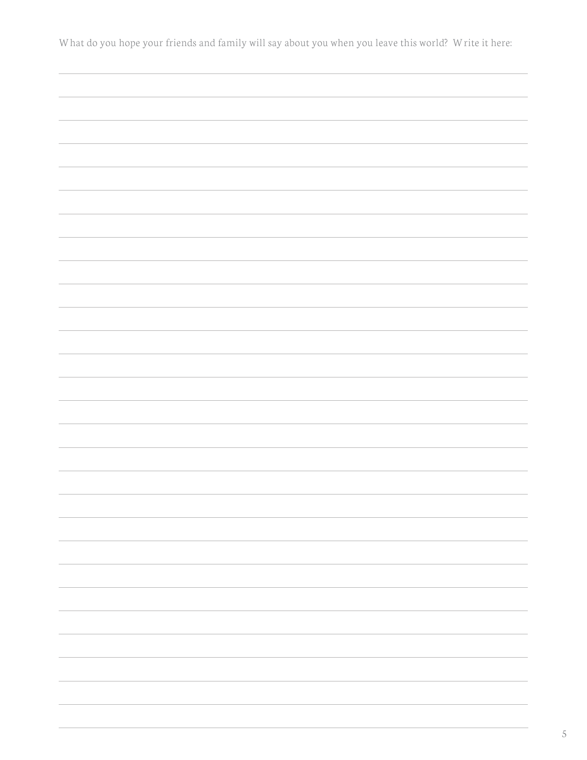What do you hope your friends and family will say about you when you leave this world? Write it here: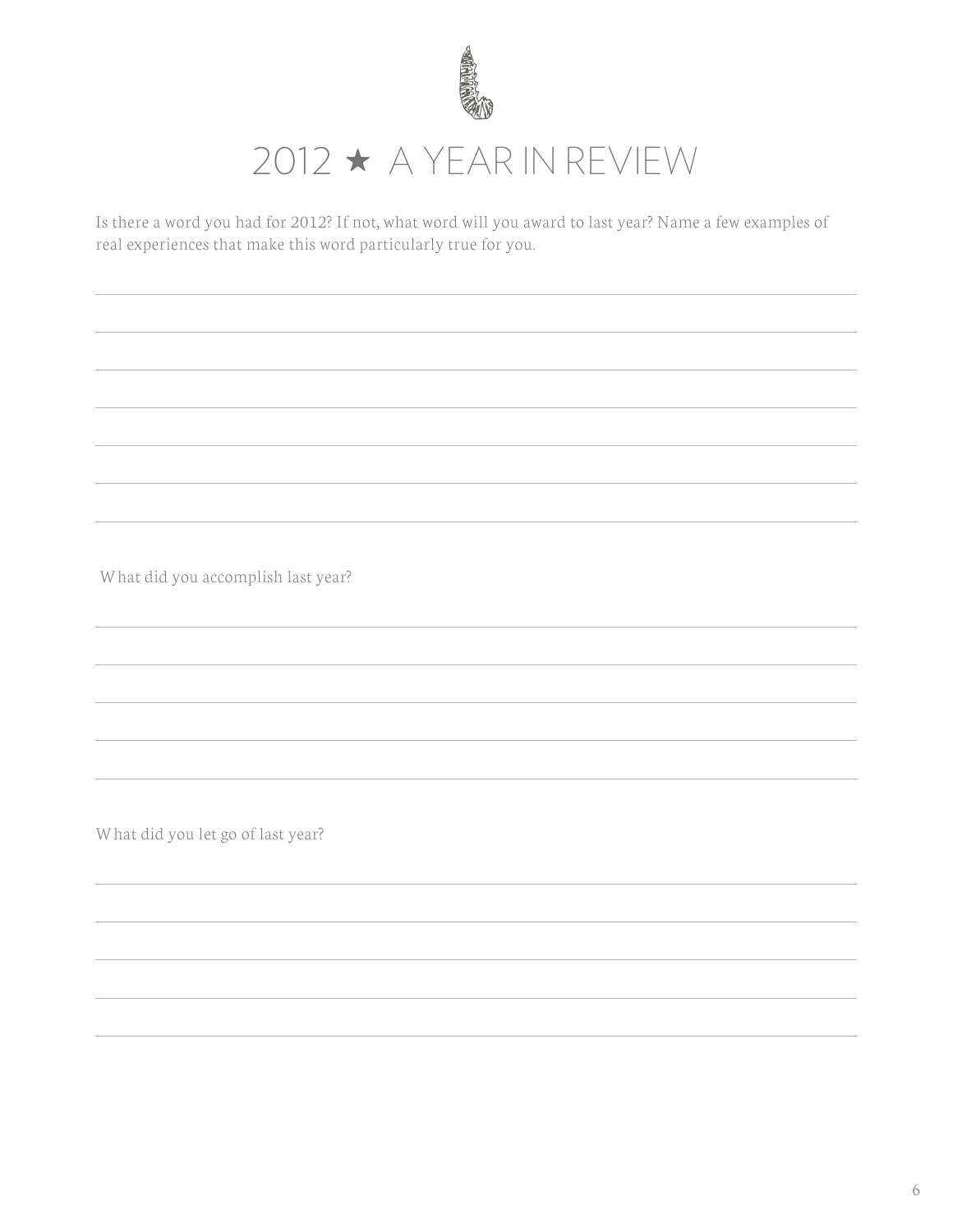# 2012 ★ A YEAR IN REVIEW

Is there a word you had for 2012? If not, what word will you award to last year? Name a few examples of real experiences that make this word particularly true for you.

What did you accomplish last year?

What did you let go of last year?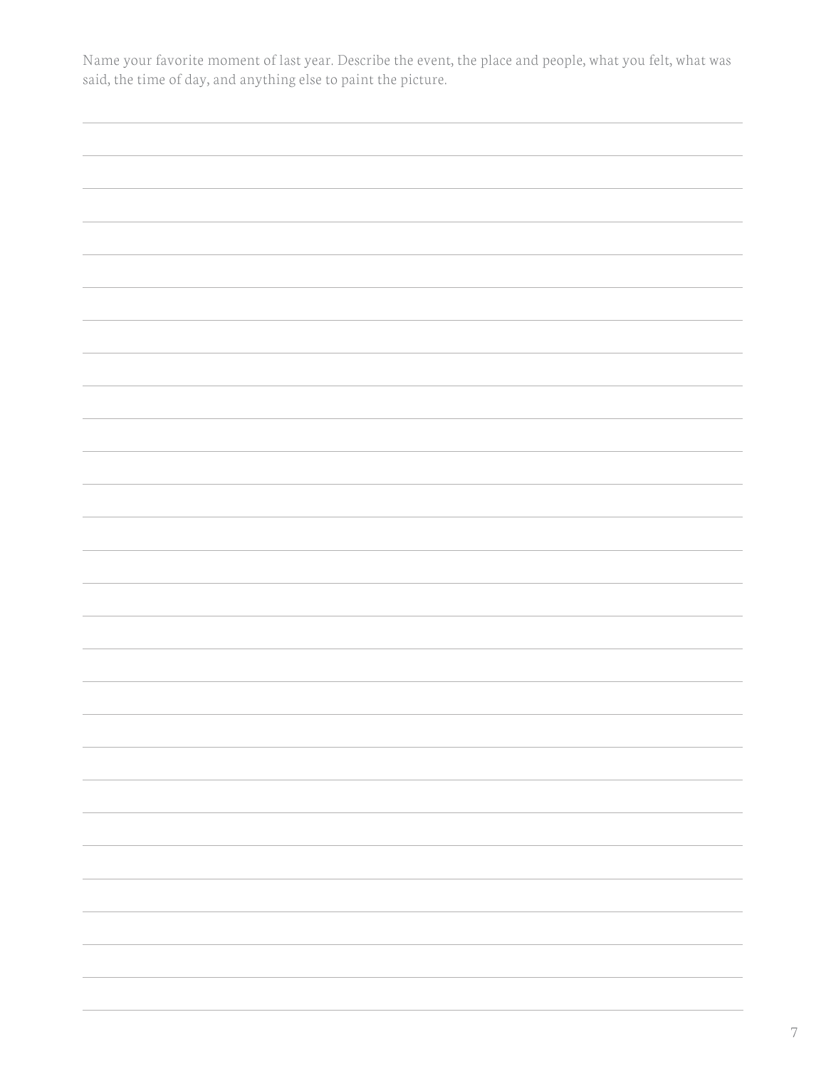Name your favorite moment of last year. Describe the event, the place and people, what you felt, what was said, the time of day, and anything else to paint the picture.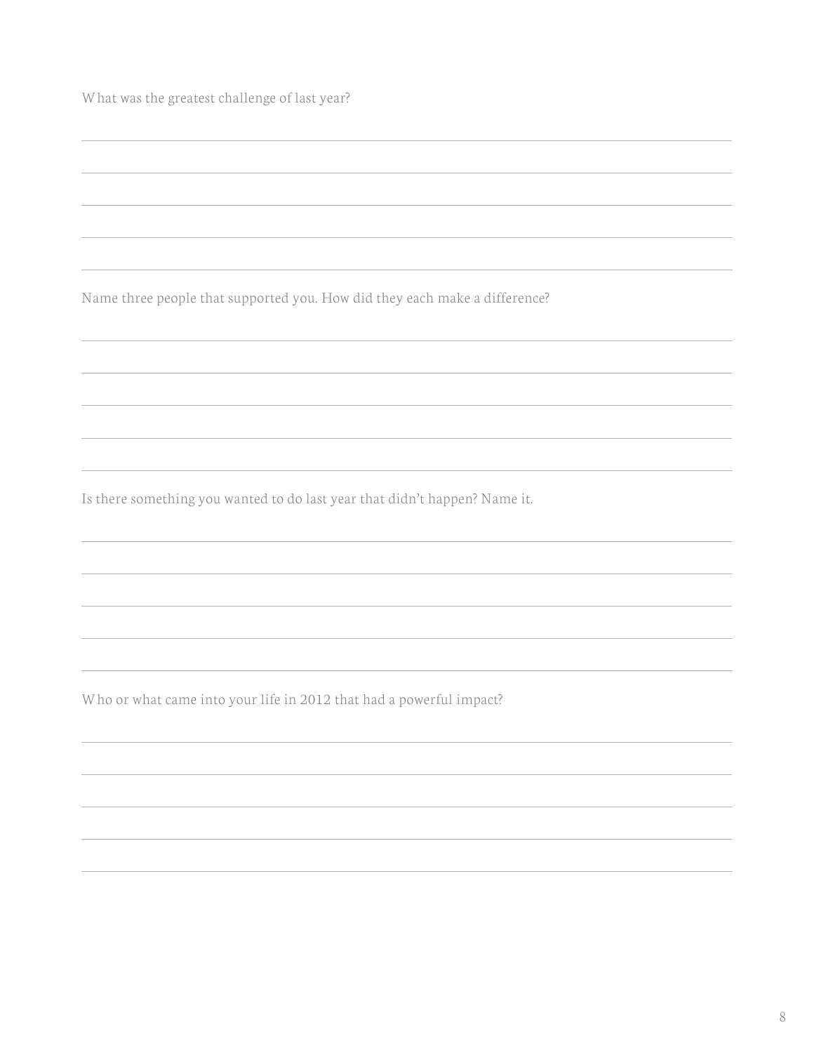What was the greatest challenge of last year?

Name three people that supported you. How did they each make a difference?

Is there something you wanted to do last year that didn't happen? Name it.

Who or what came into your life in 2012 that had a powerful impact?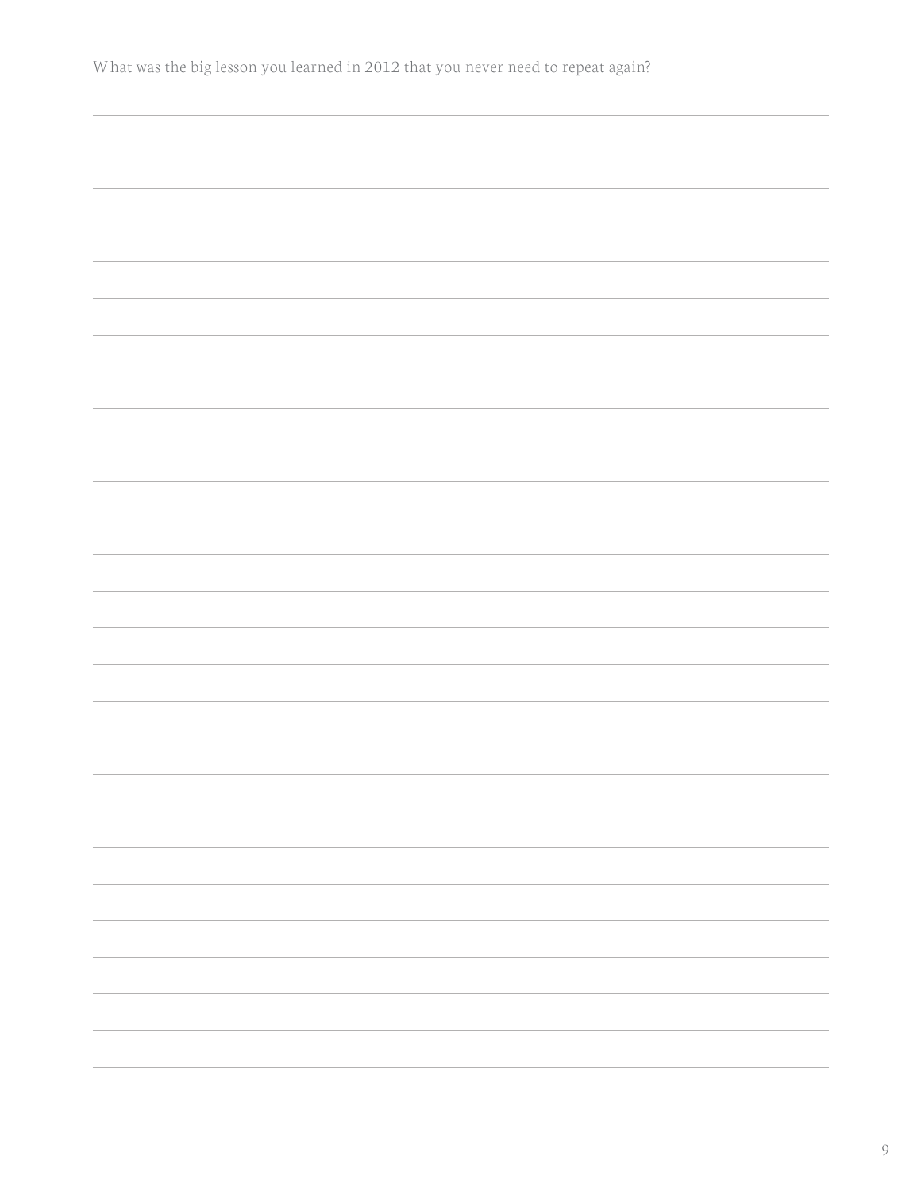What was the big lesson you learned in 2012 that you never need to repeat again?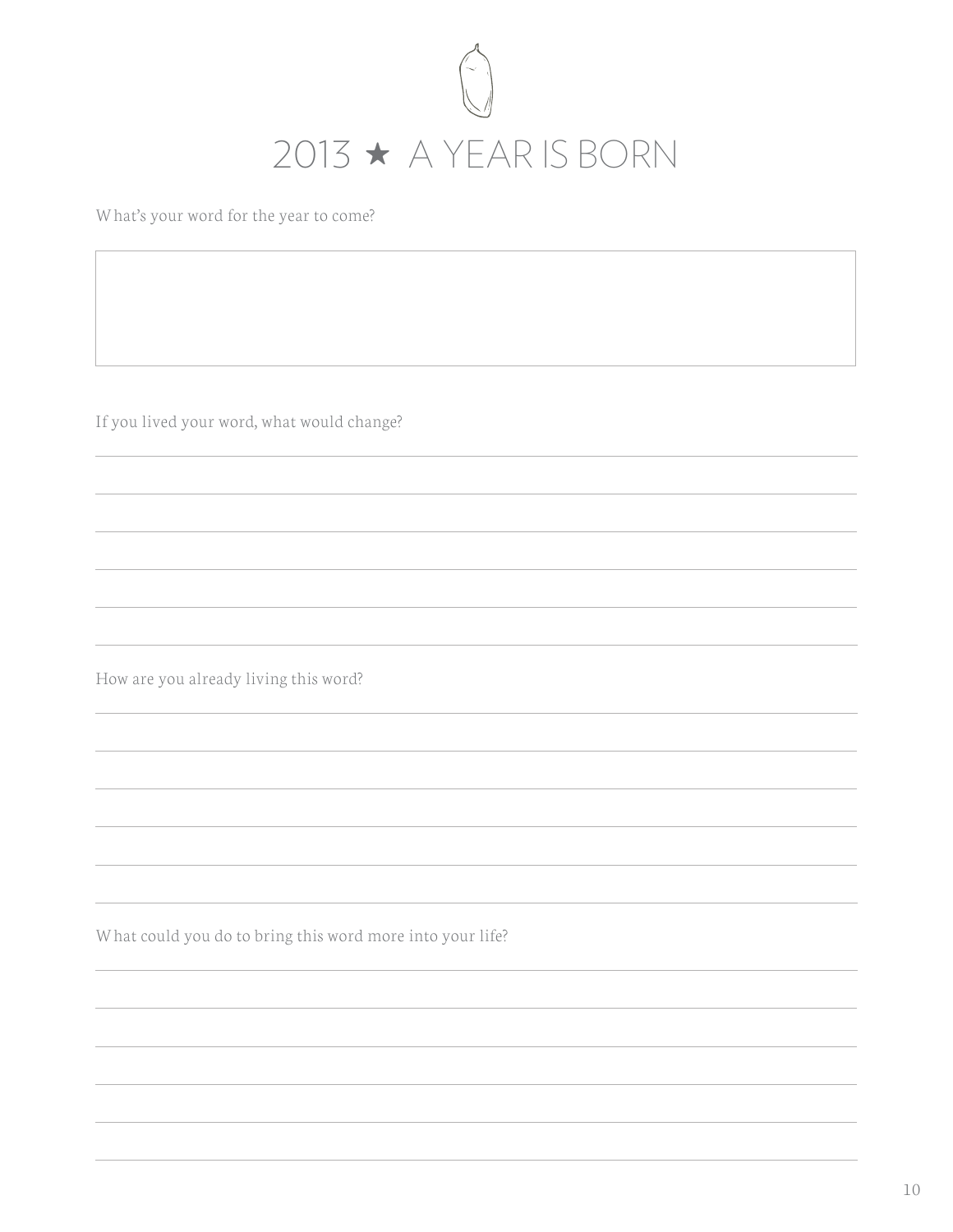# 2013 ★ A YEAR IS BORN

What's your word for the year to come?

If you lived your word, what would change?

How are you already living this word?

What could you do to bring this word more into your life?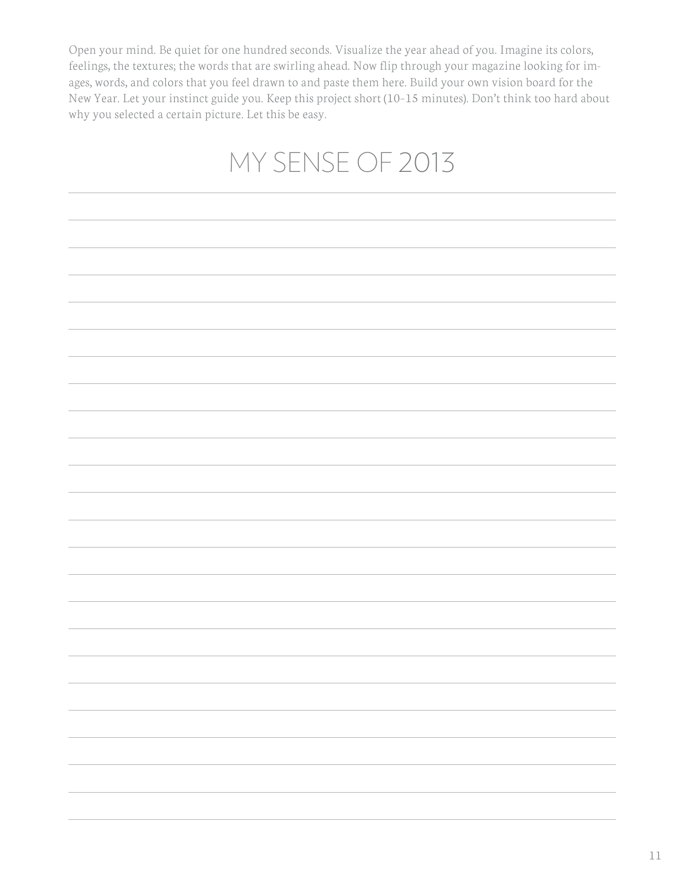Open your mind. Be quiet for one hundred seconds. Visualize the year ahead of you. Imagine its colors, feelings, the textures; the words that are swirling ahead. Now flip through your magazine looking for images, words, and colors that you feel drawn to and paste them here. Build your own vision board for the New Year. Let your instinct guide you. Keep this project short (10–15 minutes). Don't think too hard about why you selected a certain picture. Let this be easy.

# MY SENSE OF 2013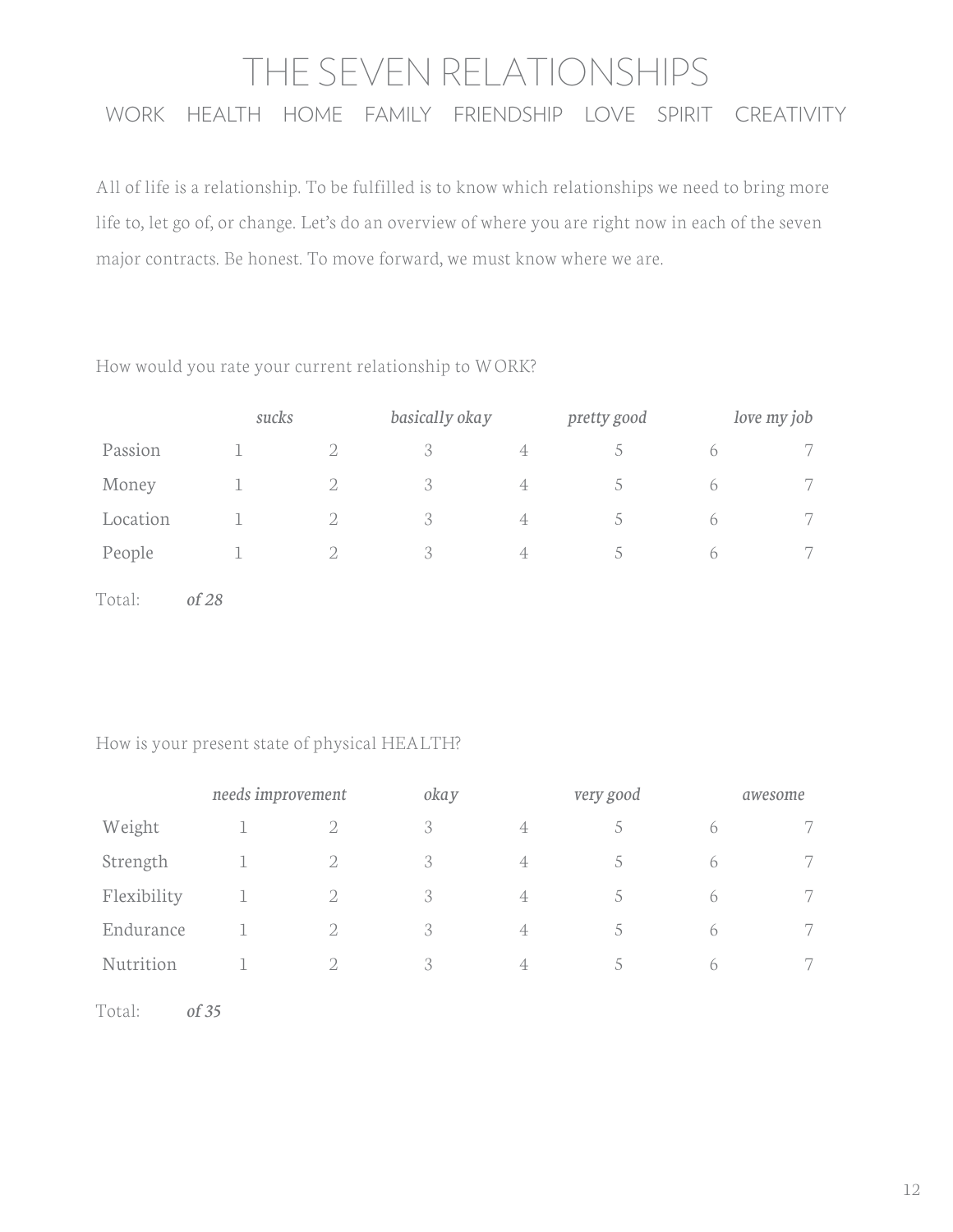# THE SEVEN RELATIONSHIPS

## WORK HEALTH HOME FAMILY FRIENDSHIP LOVE SPIRIT CREATIVITY

All of life is a relationship. To be fulfilled is to know which relationships we need to bring more life to, let go of, or change. Let's do an overview of where you are right now in each of the seven major contracts. Be honest. To move forward, we must know where we are.

How would you rate your current relationship to WORK?

| | *sucks* | | *basically okay* | | *pretty good* | | *love my job* |
|---|---|---|---|---|---|---|---|
| Passion | 1 | 2 | 3 | 4 | 5 | 6 | 7 |
| Money | 1 | 2 | 3 | 4 | 5 | 6 | 7 |
| Location | 1 | 2 | 3 | 4 | 5 | 6 | 7 |
| People | 1 | 2 | 3 | 4 | 5 | 6 | 7 |

Total: *of 28*

How is your present state of physical HEALTH?

| | *needs improvement* | | *okay* | | *very good* | | *awesome* |
|---|---|---|---|---|---|---|---|
| Weight | 1 | 2 | 3 | 4 | 5 | 6 | 7 |
| Strength | 1 | 2 | 3 | 4 | 5 | 6 | 7 |
| Flexibility | 1 | 2 | 3 | 4 | 5 | 6 | 7 |
| Endurance | 1 | 2 | 3 | 4 | 5 | 6 | 7 |
| Nutrition | 1 | 2 | 3 | 4 | 5 | 6 | 7 |

Total: *of 35*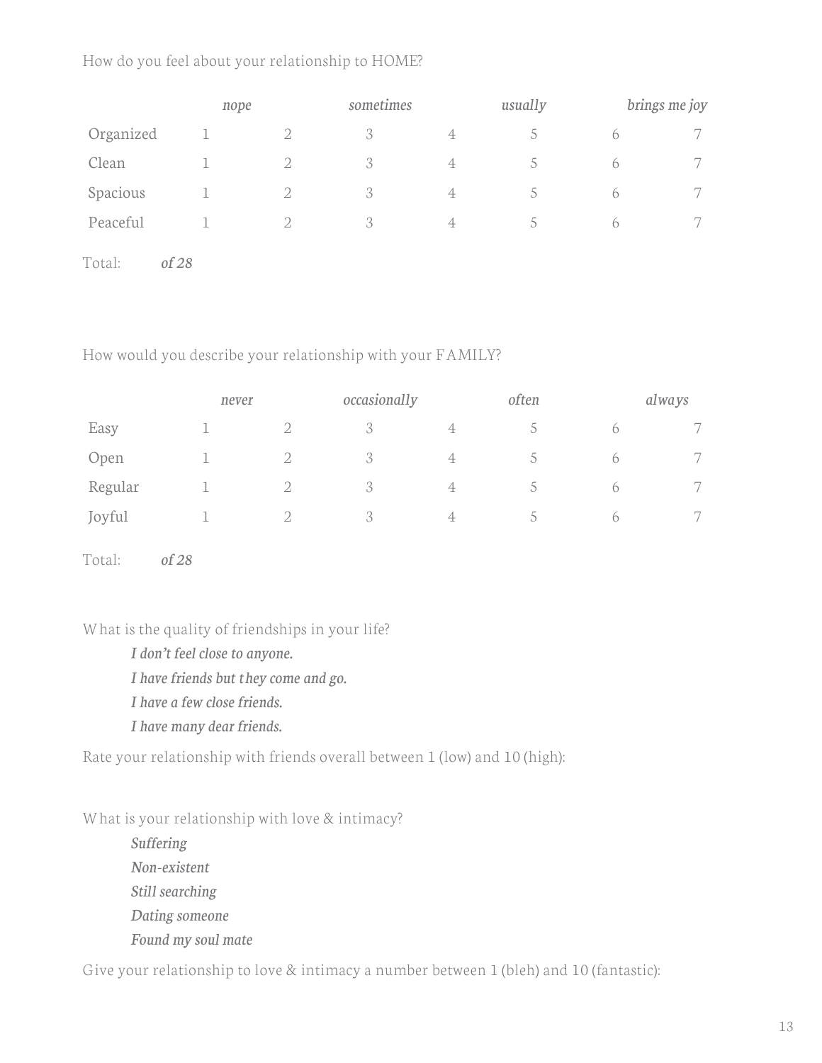How do you feel about your relationship to HOME?

| | *nope* | | *sometimes* | | *usually* | | *brings me joy* |
|---|---|---|---|---|---|---|---|
| Organized | 1 | 2 | 3 | 4 | 5 | 6 | 7 |
| Clean | 1 | 2 | 3 | 4 | 5 | 6 | 7 |
| Spacious | 1 | 2 | 3 | 4 | 5 | 6 | 7 |
| Peaceful | 1 | 2 | 3 | 4 | 5 | 6 | 7 |

Total: *of 28*

How would you describe your relationship with your FAMILY?

| | *never* | | *occasionally* | | *often* | | *always* |
|---|---|---|---|---|---|---|---|
| Easy | 1 | 2 | 3 | 4 | 5 | 6 | 7 |
| Open | 1 | 2 | 3 | 4 | 5 | 6 | 7 |
| Regular | 1 | 2 | 3 | 4 | 5 | 6 | 7 |
| Joyful | 1 | 2 | 3 | 4 | 5 | 6 | 7 |

Total: *of 28*

What is the quality of friendships in your life?

*I don't feel close to anyone.*
*I have friends but they come and go.*
*I have a few close friends.*
*I have many dear friends.*

Rate your relationship with friends overall between 1 (low) and 10 (high):

What is your relationship with love & intimacy?

*Suffering*
*Non-existent*
*Still searching*
*Dating someone*
*Found my soul mate*

Give your relationship to love & intimacy a number between 1 (bleh) and 10 (fantastic):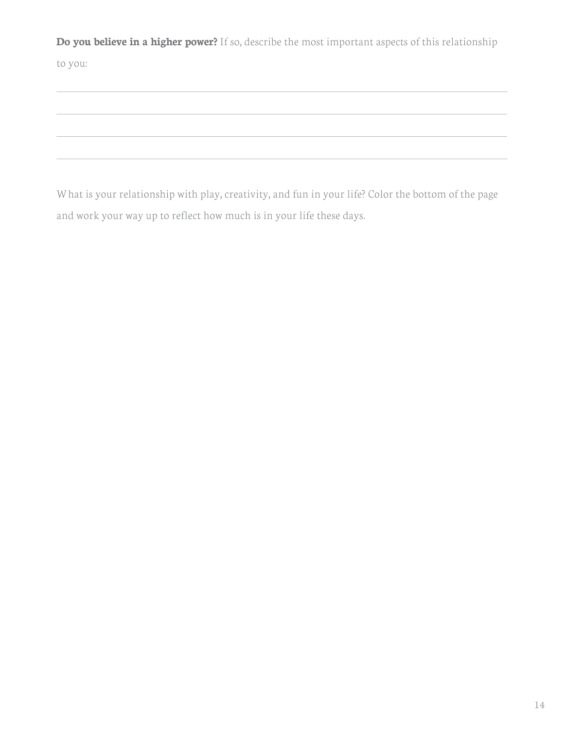**Do you believe in a higher power?** If so, describe the most important aspects of this relationship to you:

\_\_\_\_\_\_\_\_\_\_\_\_\_\_\_\_\_\_\_\_\_\_\_\_\_\_\_\_\_\_\_\_\_\_\_\_\_\_\_\_\_\_\_\_\_\_\_\_\_\_\_\_\_\_\_\_\_\_\_\_\_\_\_\_\_\_\_\_\_\_\_\_\_\_\_\_\_\_

\_\_\_\_\_\_\_\_\_\_\_\_\_\_\_\_\_\_\_\_\_\_\_\_\_\_\_\_\_\_\_\_\_\_\_\_\_\_\_\_\_\_\_\_\_\_\_\_\_\_\_\_\_\_\_\_\_\_\_\_\_\_\_\_\_\_\_\_\_\_\_\_\_\_\_\_\_\_

\_\_\_\_\_\_\_\_\_\_\_\_\_\_\_\_\_\_\_\_\_\_\_\_\_\_\_\_\_\_\_\_\_\_\_\_\_\_\_\_\_\_\_\_\_\_\_\_\_\_\_\_\_\_\_\_\_\_\_\_\_\_\_\_\_\_\_\_\_\_\_\_\_\_\_\_\_\_

\_\_\_\_\_\_\_\_\_\_\_\_\_\_\_\_\_\_\_\_\_\_\_\_\_\_\_\_\_\_\_\_\_\_\_\_\_\_\_\_\_\_\_\_\_\_\_\_\_\_\_\_\_\_\_\_\_\_\_\_\_\_\_\_\_\_\_\_\_\_\_\_\_\_\_\_\_\_

What is your relationship with play, creativity, and fun in your life? Color the bottom of the page and work your way up to reflect how much is in your life these days.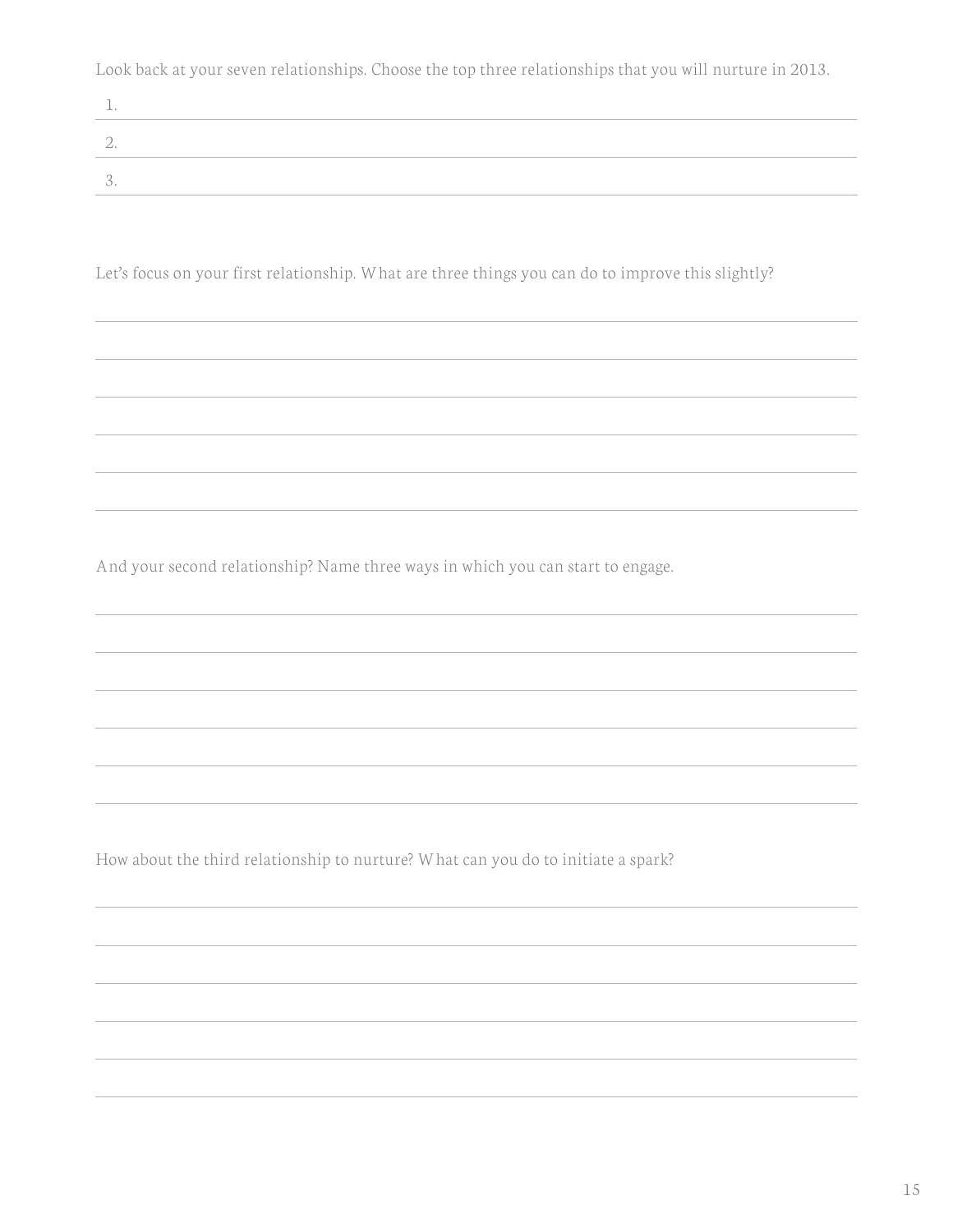Look back at your seven relationships. Choose the top three relationships that you will nurture in 2013.

1.
2.
3.

Let's focus on your first relationship. What are three things you can do to improve this slightly?

And your second relationship? Name three ways in which you can start to engage.

How about the third relationship to nurture? What can you do to initiate a spark?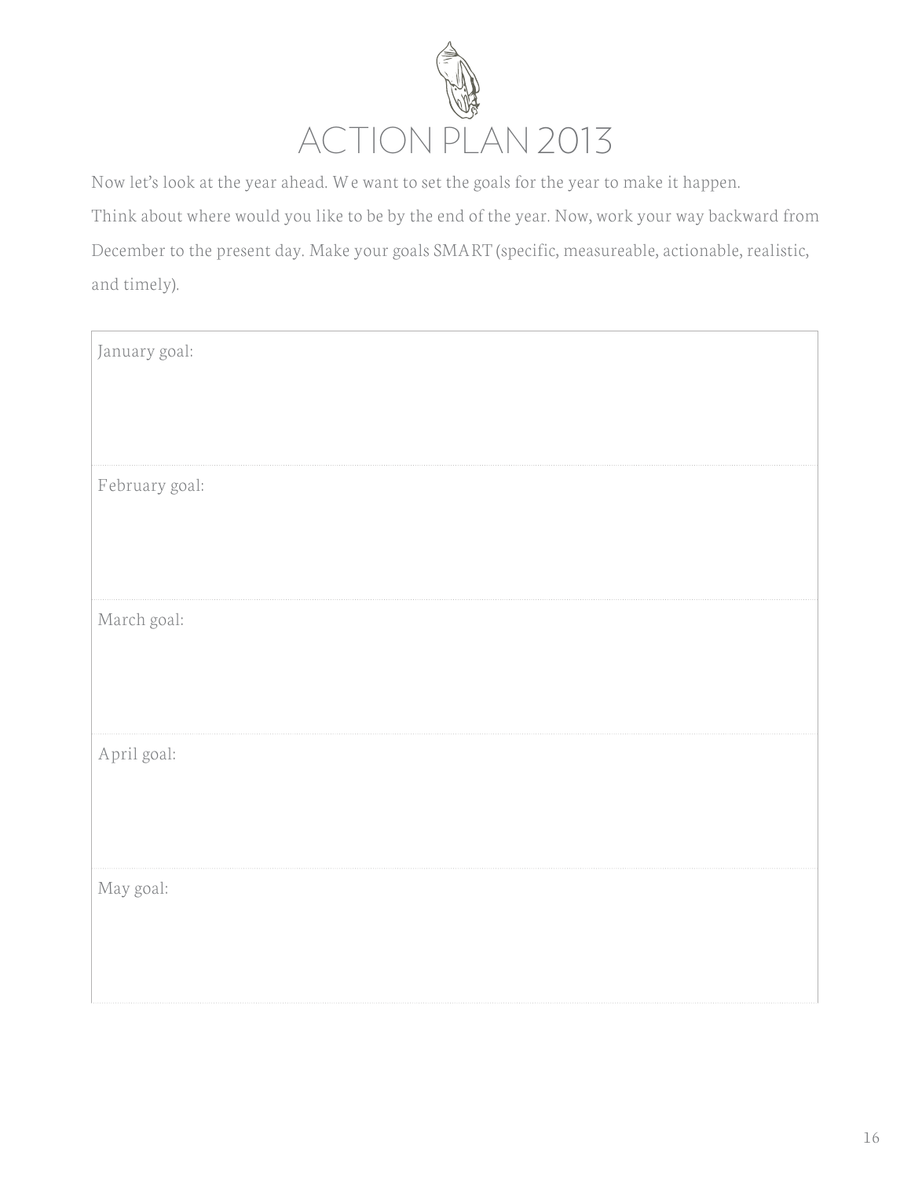# ACTION PLAN 2013

Now let's look at the year ahead. We want to set the goals for the year to make it happen.

Think about where would you like to be by the end of the year. Now, work your way backward from December to the present day. Make your goals SMART (specific, measureable, actionable, realistic, and timely).

| January goal: |
|---|
| February goal: |
| March goal: |
| April goal: |
| May goal: |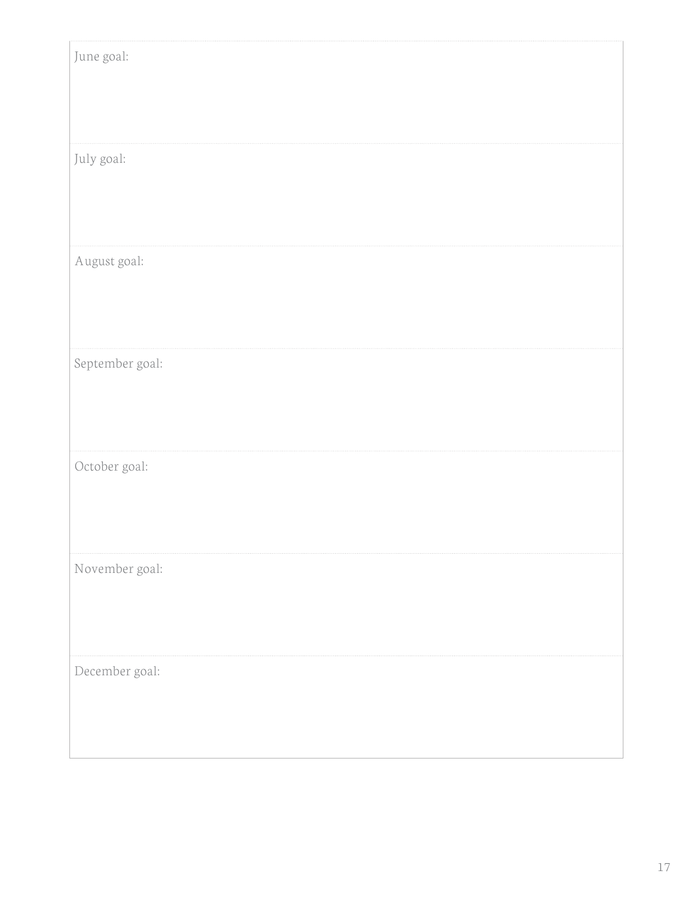June goal:

July goal:

August goal:

September goal:

October goal:

November goal:

December goal: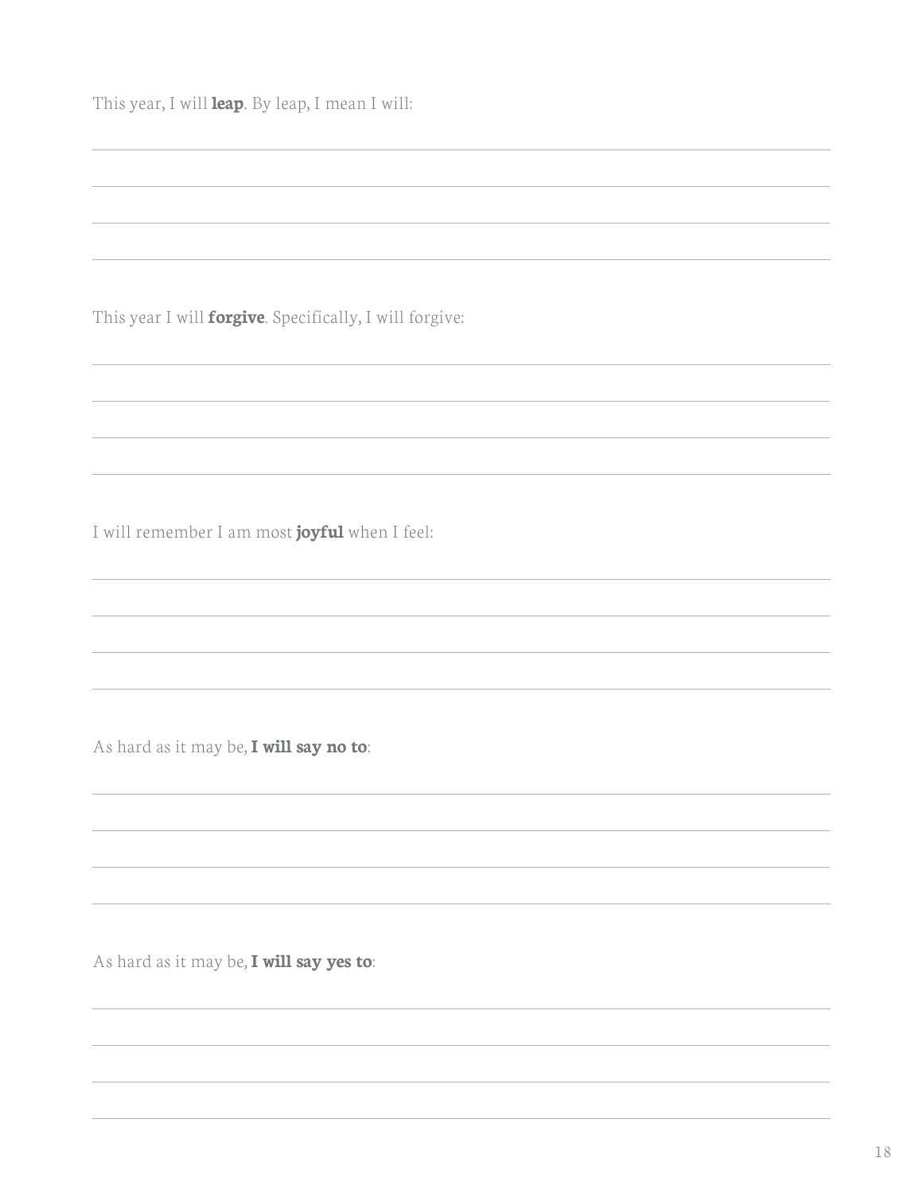This year, I will **leap**. By leap, I mean I will:

This year I will **forgive**. Specifically, I will forgive:

I will remember I am most **joyful** when I feel:

As hard as it may be, **I will say no to**:

As hard as it may be, **I will say yes to**: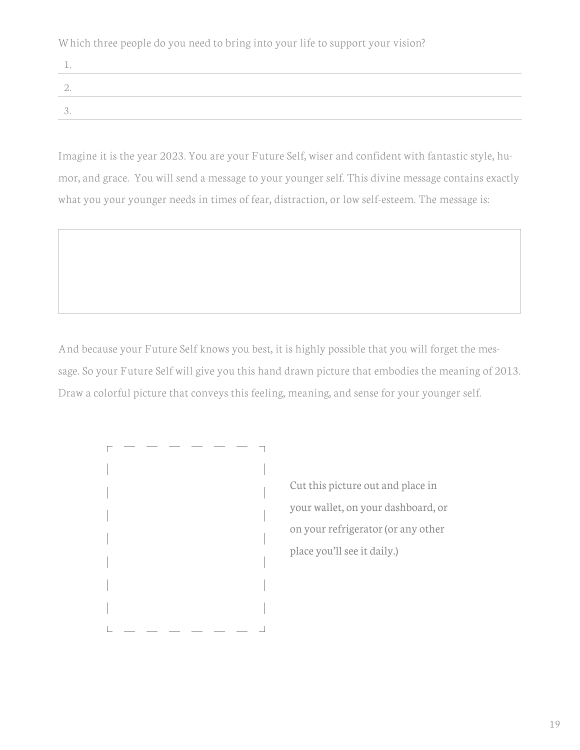Which three people do you need to bring into your life to support your vision?

1. 
2. 
3. 

Imagine it is the year 2023. You are your Future Self, wiser and confident with fantastic style, humor, and grace. You will send a message to your younger self. This divine message contains exactly what you your younger needs in times of fear, distraction, or low self-esteem. The message is:

And because your Future Self knows you best, it is highly possible that you will forget the message. So your Future Self will give you this hand drawn picture that embodies the meaning of 2013. Draw a colorful picture that conveys this feeling, meaning, and sense for your younger self.

Cut this picture out and place in your wallet, on your dashboard, or on your refrigerator (or any other place you'll see it daily.)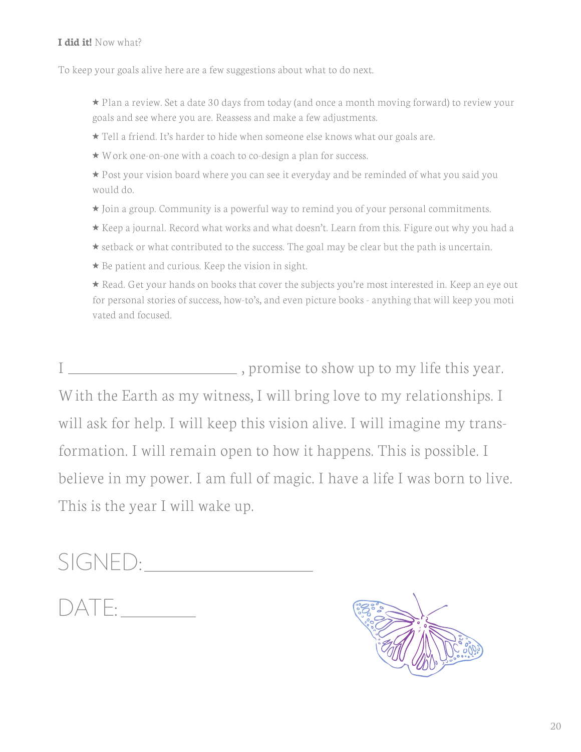**I did it!** Now what?

To keep your goals alive here are a few suggestions about what to do next.

- ★ Plan a review. Set a date 30 days from today (and once a month moving forward) to review your goals and see where you are. Reassess and make a few adjustments.
- ★ Tell a friend. It's harder to hide when someone else knows what our goals are.
- ★ Work one-on-one with a coach to co-design a plan for success.
- ★ Post your vision board where you can see it everyday and be reminded of what you said you would do.
- ★ Join a group. Community is a powerful way to remind you of your personal commitments.
- ★ Keep a journal. Record what works and what doesn't. Learn from this. Figure out why you had a
- ★ setback or what contributed to the success. The goal may be clear but the path is uncertain.
- ★ Be patient and curious. Keep the vision in sight.
- ★ Read. Get your hands on books that cover the subjects you're most interested in. Keep an eye out for personal stories of success, how-to's, and even picture books - anything that will keep you motivated and focused.

I ________________________ , promise to show up to my life this year. With the Earth as my witness, I will bring love to my relationships. I will ask for help. I will keep this vision alive. I will imagine my transformation. I will remain open to how it happens. This is possible. I believe in my power. I am full of magic. I have a life I was born to live. This is the year I will wake up.

SIGNED: ________________________

DATE: ____________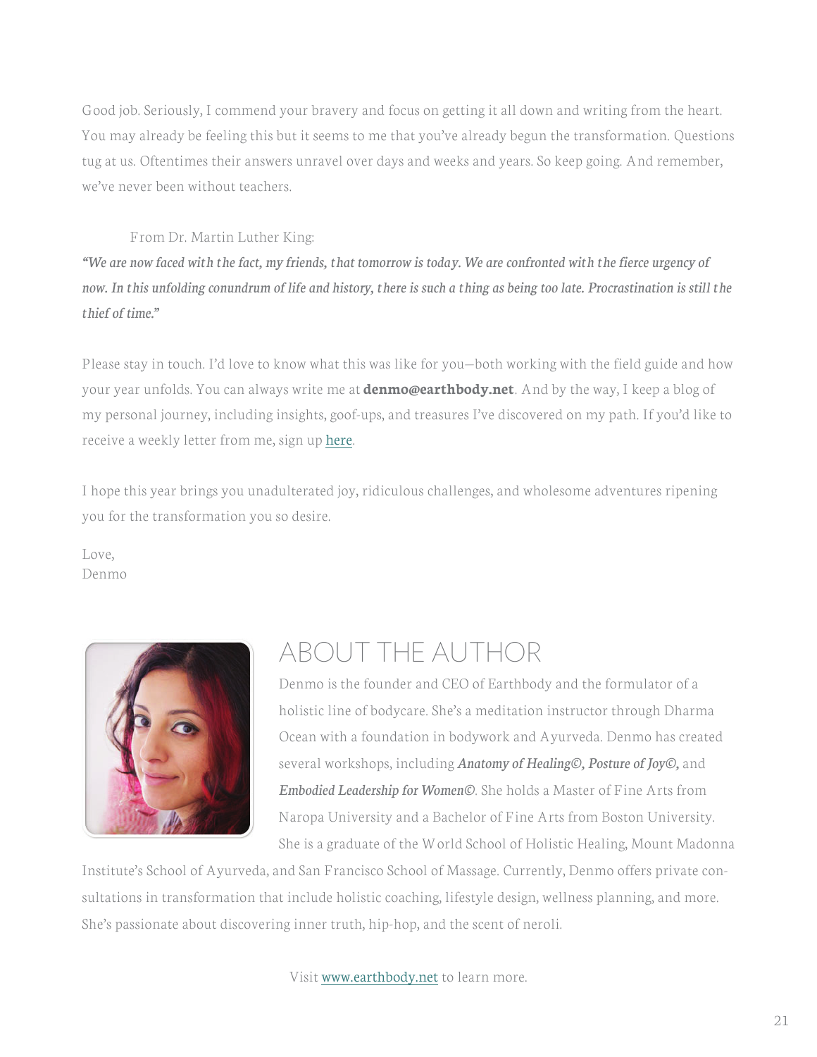Good job. Seriously, I commend your bravery and focus on getting it all down and writing from the heart. You may already be feeling this but it seems to me that you've already begun the transformation. Questions tug at us. Oftentimes their answers unravel over days and weeks and years. So keep going. And remember, we've never been without teachers.

From Dr. Martin Luther King:

***"We are now faced with the fact, my friends, that tomorrow is today. We are confronted with the fierce urgency of now. In this unfolding conundrum of life and history, there is such a thing as being too late. Procrastination is still the thief of time."***

Please stay in touch. I'd love to know what this was like for you—both working with the field guide and how your year unfolds. You can always write me at **denmo@earthbody.net**. And by the way, I keep a blog of my personal journey, including insights, goof-ups, and treasures I've discovered on my path. If you'd like to receive a weekly letter from me, sign up here.

I hope this year brings you unadulterated joy, ridiculous challenges, and wholesome adventures ripening you for the transformation you so desire.

Love,
Denmo

# ABOUT THE AUTHOR

Denmo is the founder and CEO of Earthbody and the formulator of a holistic line of bodycare. She's a meditation instructor through Dharma Ocean with a foundation in bodywork and Ayurveda. Denmo has created several workshops, including ***Anatomy of Healing©, Posture of Joy©,*** and ***Embodied Leadership for Women©***. She holds a Master of Fine Arts from Naropa University and a Bachelor of Fine Arts from Boston University. She is a graduate of the World School of Holistic Healing, Mount Madonna Institute's School of Ayurveda, and San Francisco School of Massage. Currently, Denmo offers private consultations in transformation that include holistic coaching, lifestyle design, wellness planning, and more. She's passionate about discovering inner truth, hip-hop, and the scent of neroli.

Visit www.earthbody.net to learn more.